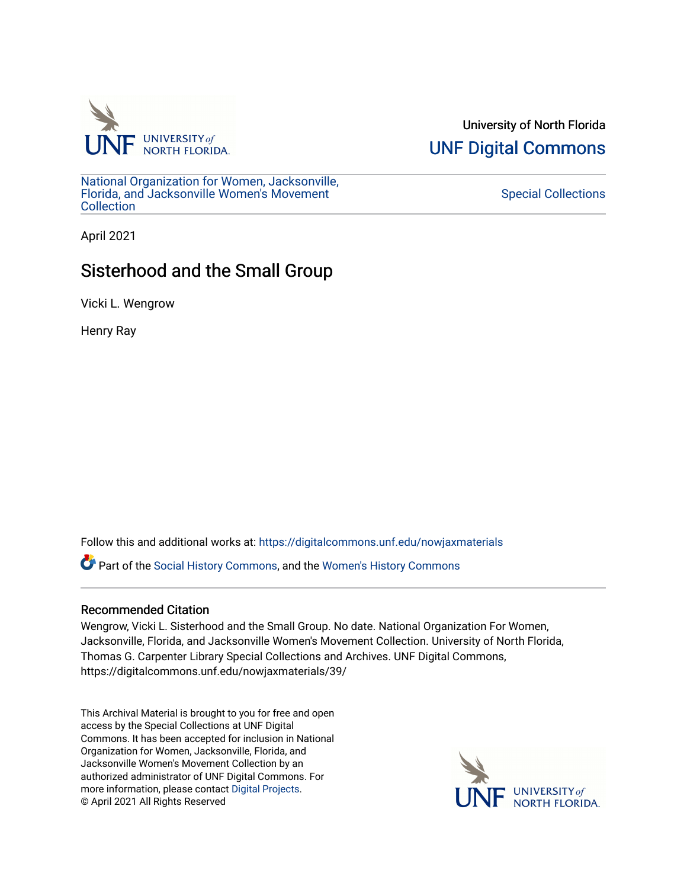University of North Florida

UNF Digital Commons

National Organization for Women, Jacksonville, Florida, and Jacksonville Women's Movement Collection

Special Collections

April 2021

# Sisterhood and the Small Group

Vicki L. Wengrow

Henry Ray

Follow this and additional works at: https://digitalcommons.unf.edu/nowjaxmaterials

Part of the Social History Commons, and the Women's History Commons

## Recommended Citation

Wengrow, Vicki L. Sisterhood and the Small Group. No date. National Organization For Women, Jacksonville, Florida, and Jacksonville Women's Movement Collection. University of North Florida, Thomas G. Carpenter Library Special Collections and Archives. UNF Digital Commons, https://digitalcommons.unf.edu/nowjaxmaterials/39/

This Archival Material is brought to you for free and open access by the Special Collections at UNF Digital Commons. It has been accepted for inclusion in National Organization for Women, Jacksonville, Florida, and Jacksonville Women's Movement Collection by an authorized administrator of UNF Digital Commons. For more information, please contact Digital Projects.
© April 2021 All Rights Reserved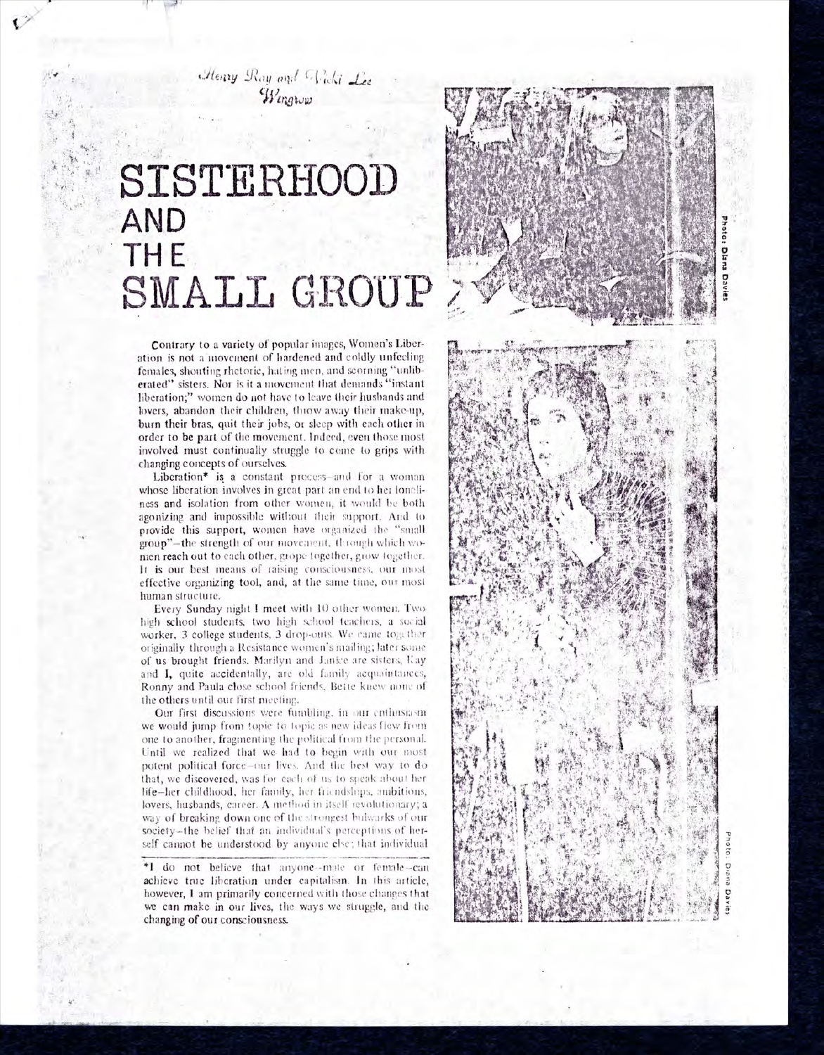Henry Roy and Vicki Lee
Wingrow

# SISTERHOOD AND THE SMALL GROUP

Photo: Diana Davies

Contrary to a variety of popular images, Women's Liberation is not a movement of hardened and coldly unfeeling females, shouting rhetoric, hating men, and scorning "unliberated" sisters. Nor is it a movement that demands "instant liberation;" women do not have to leave their husbands and lovers, abandon their children, throw away their make-up, burn their bras, quit their jobs, or sleep with each other in order to be part of the movement. Indeed, even those most involved must continually struggle to come to grips with changing concepts of ourselves.

Liberation* is a constant process—and for a woman whose liberation involves in great part an end to her loneliness and isolation from other women, it would be both agonizing and impossible without their support. And to provide this support, women have organized the "small group"—the strength of our movement, through which women reach out to each other, grope together, grow together. It is our best means of raising consciousness, our most effective organizing tool, and, at the same time, our most human structure.

Every Sunday night I meet with 10 other women. Two high school students, two high school teachers, a social worker, 3 college students, 3 drop-outs. We came together originally through a Resistance women's mailing; later some of us brought friends. Marilyn and Janice are sisters, Kay and I, quite accidentally, are old family acquaintances, Ronny and Paula close school friends. Bette knew none of the others until our first meeting.

Our first discussions were fumbling. In our enthusiasm we would jump from topic to topic as new ideas flew from one to another, fragmenting the political from the personal. Until we realized that we had to begin with our most potent political force—our lives. And the best way to do that, we discovered, was for each of us to speak about her life—her childhood, her family, her friendships, ambitions, lovers, husbands, career. A method in itself revolutionary; a way of breaking down one of the strongest bulwarks of our society—the belief that an individual's perceptions of herself cannot be understood by anyone else; that individual

*I do not believe that anyone—male or female—can achieve true liberation under capitalism. In this article, however, I am primarily concerned with those changes that we can make in our lives, the ways we struggle, and the changing of our consciousness.

Photo: Diana Davies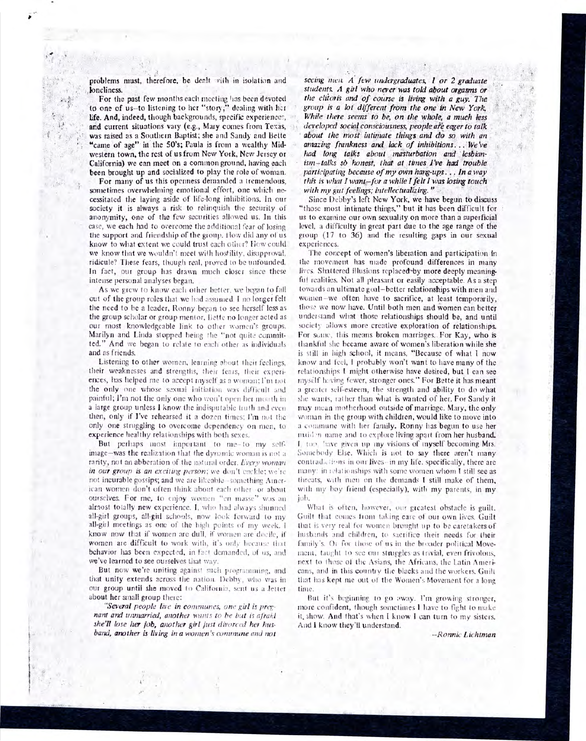problems must, therefore, be dealt with in isolation and loneliness.

For the past few months each meeting has been devoted to one of us—to listening to her "story," dealing with her life. And, indeed, though backgrounds, specific experiences, and current situations vary (e.g., Mary comes from Texas, was raised as a Southern Baptist; she and Sandy and Bette "came of age" in the 50's; Paula is from a wealthy Midwestern town, the rest of us from New York, New Jersey or California) we can meet on a common ground, having each been brought up and socialized to play the role of woman.

For many of us this openness demanded a tremendous, sometimes overwhelming emotional effort, one which necessitated the laying aside of life-long inhibitions. In our society it is always a risk to relinquish the security of anonymity, one of the few securities allowed us. In this case, we each had to overcome the additional fear of losing the support and friendship of the group. How did any of us know to what extent we could trust each other? How could we know that we wouldn't meet with hostility, disapproval, ridicule? These fears, though real, proved to be unfounded. In fact, our group has drawn much closer since these intense personal analyses began.

As we grew to know each other better, we began to fall out of the group roles that we had assumed. I no longer felt the need to be a leader, Ronny began to see herself less as the group scholar or group mentor, Bette no longer acted as our most knowledgeable link to other women's groups. Marilyn and Linda stopped being the "not quite committed." And we began to relate to each other as individuals and as friends.

Listening to other women, learning about their feelings, their weaknesses and strengths, their fears, their experiences, has helped me to accept myself as a woman; I'm not the only one whose sexual initiation was difficult and painful; I'm not the only one who won't open her mouth in a large group unless I know the indisputable truth and even then, only if I've rehearsed it a dozen times; I'm not the only one struggling to overcome dependency on men, to experience healthy relationships with both sexes.

But perhaps most important to me—to my self-image—was the realization that the dynamic woman is not a rarity, not an abberation of the natural order. *Every woman in our group is an exciting person*; we don't cackle; we're not incurable gossips; and we are likeable—something American women don't often think about each other—or about ourselves. For me, to enjoy women "en masse" was an almost totally new experience. I, who had always shunned all-girl groups, all-girl schools, now look forward to my all-girl meetings as one of the high points of my week. I know now that if women are dull, if women are docile, if women are difficult to work with, it's only because that behavior has been expected, in fact demanded, of us, and we've learned to see ourselves that way.

But now we're uniting against such programming, and that unity extends across the nation. Debby, who was in our group until she moved to California, sent us a letter about her small group there:

*"Several people live in communes, one girl is pregnant and unmarried, another wants to be but is afraid she'll lose her job, another girl just divorced her husband, another is living in a women's commune and not seeing men. A few undergraduates, 1 or 2 graduate students. A girl who never was told about orgasms or the clitoris and of course is living with a guy. The group is a lot different from the one in New York. While there seems to be, on the whole, a much less developed social consciousness, people are eager to talk about the most intimate things and do so with an amazing frankness and lack of inhibitions... We've had long talks about masturbation and lesbianism—talks so honest, that at times I've had trouble participating because of my own hang-ups... In a way this is what I want—for a while I felt I was losing touch with my gut feelings; intellectualizing."*

Since Debby's left New York, we have begun to discuss "those most intimate things," but it has been difficult for us to examine our own sexuality on more than a superficial level, a difficulty in great part due to the age range of the group (17 to 36) and the resulting gaps in our sexual experiences.

The concept of women's liberation and participation in the movement has made profound differences in many lives. Shattered illusions replaced by more deeply meaningful realities. Not all pleasant or easily acceptable. As a step towards an ultimate goal—better relationships with men and women—we often have to sacrifice, at least temporarily, those we now have. Until both men and women can better understand what those relationships should be, and until society allows more creative exploration of relationships. For some, this means broken marriages. For Kay, who is thankful she became aware of women's liberation while she is still in high school, it means, "Because of what I now know and feel, I probably won't want to have many of the relationships I might otherwise have desired, but I can see myself having fewer, stronger ones." For Bette it has meant a greater self-esteem, the strength and ability to do what she wants, rather than what is wanted of her. For Sandy it may mean motherhood outside of marriage. Mary, the only woman in the group with children, would like to move into a commune with her family. Ronny has begun to use her maiden name and to explore living apart from her husband. I, too, have given up my visions of myself becoming Mrs. Somebody Else. Which is not to say there aren't many contradictions in our lives—in my life, specifically, there are many: in relationships with some women whom I still see as threats, with men on the demands I still make of them, with my boy friend (especially), with my parents, in my job.

What is often, however, our greatest obstacle is guilt. Guilt that comes from taking care of our own lives. Guilt that is very real for women brought up to be caretakers of husbands and children, to sacrifice their needs for their family's. Or for those of us in the broader political Movement, taught to see our struggles as trivial, even frivolous, next to those of the Asians, the Africans, the Latin Americans, and in this country the blacks and the workers. Guilt that has kept me out of the Women's Movement for a long time.

But it's beginning to go away. I'm growing stronger, more confident, though sometimes I have to fight to make it show. And that's when I know I can turn to my sisters. And I know they'll understand.

—Ronnie Lichtman